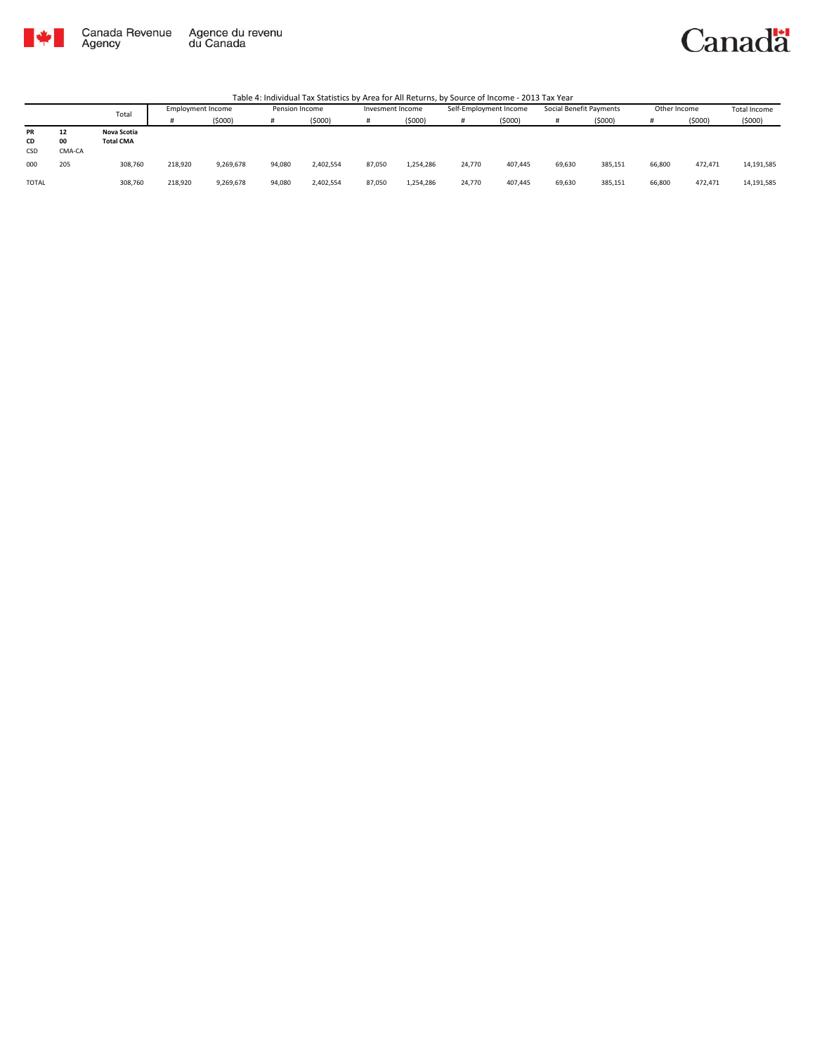Canada Revenue Agency | Agence du revenu du Canada

Canada

Table 4: Individual Tax Statistics by Area for All Returns, by Source of Income - 2013 Tax Year

| | | Total | Employment Income | | Pension Income | | Invesment Income | | Self-Employment Income | | Social Benefit Payments | | Other Income | | Total Income |
|---|---|---|---|---|---|---|---|---|---|---|---|---|---|---|---|
| | | | # | ($000) | # | ($000) | # | ($000) | # | ($000) | # | ($000) | # | ($000) | ($000) |
| **PR** | **12** | **Nova Scotia** | | | | | | | | | | | | | |
| **CD** | **00** | **Total CMA** | | | | | | | | | | | | | |
| CSD | CMA-CA | | | | | | | | | | | | | | |
| 000 | 205 | 308,760 | 218,920 | 9,269,678 | 94,080 | 2,402,554 | 87,050 | 1,254,286 | 24,770 | 407,445 | 69,630 | 385,151 | 66,800 | 472,471 | 14,191,585 |
| TOTAL | | 308,760 | 218,920 | 9,269,678 | 94,080 | 2,402,554 | 87,050 | 1,254,286 | 24,770 | 407,445 | 69,630 | 385,151 | 66,800 | 472,471 | 14,191,585 |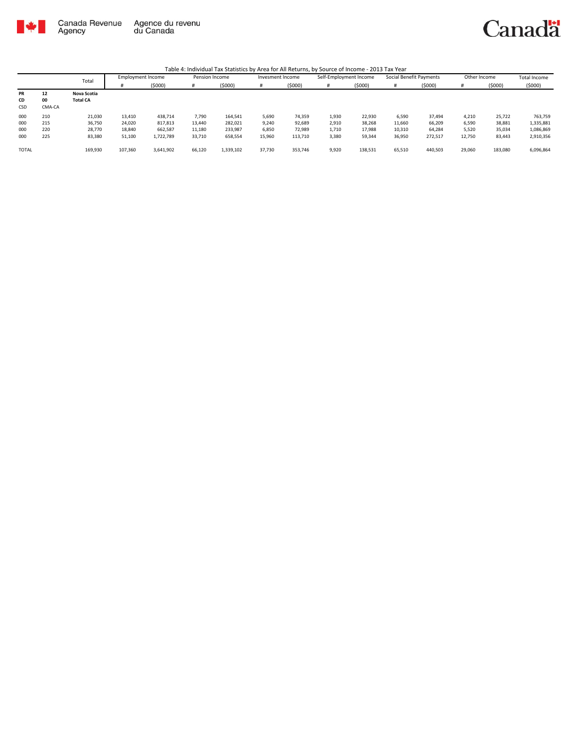Table 4: Individual Tax Statistics by Area for All Returns, by Source of Income - 2013 Tax Year

| | | Total | Employment Income | | Pension Income | | Invesment Income | | Self-Employment Income | | Social Benefit Payments | | Other Income | | Total Income |
|---|---|---|---|---|---|---|---|---|---|---|---|---|---|---|---|
| | | | # | ($000) | # | ($000) | # | ($000) | # | ($000) | # | ($000) | # | ($000) | ($000) |
| **PR** | **12** | **Nova Scotia** | | | | | | | | | | | | | |
| **CD** | **00** | **Total CA** | | | | | | | | | | | | | |
| CSD | CMA-CA | | | | | | | | | | | | | | |
| 000 | 210 | 21,030 | 13,410 | 438,714 | 7,790 | 164,541 | 5,690 | 74,359 | 1,930 | 22,930 | 6,590 | 37,494 | 4,210 | 25,722 | 763,759 |
| 000 | 215 | 36,750 | 24,020 | 817,813 | 13,440 | 282,021 | 9,240 | 92,689 | 2,910 | 38,268 | 11,660 | 66,209 | 6,590 | 38,881 | 1,335,881 |
| 000 | 220 | 28,770 | 18,840 | 662,587 | 11,180 | 233,987 | 6,850 | 72,989 | 1,710 | 17,988 | 10,310 | 64,284 | 5,520 | 35,034 | 1,086,869 |
| 000 | 225 | 83,380 | 51,100 | 1,722,789 | 33,710 | 658,554 | 15,960 | 113,710 | 3,380 | 59,344 | 36,950 | 272,517 | 12,750 | 83,443 | 2,910,356 |
| TOTAL | | 169,930 | 107,360 | 3,641,902 | 66,120 | 1,339,102 | 37,730 | 353,746 | 9,920 | 138,531 | 65,510 | 440,503 | 29,060 | 183,080 | 6,096,864 |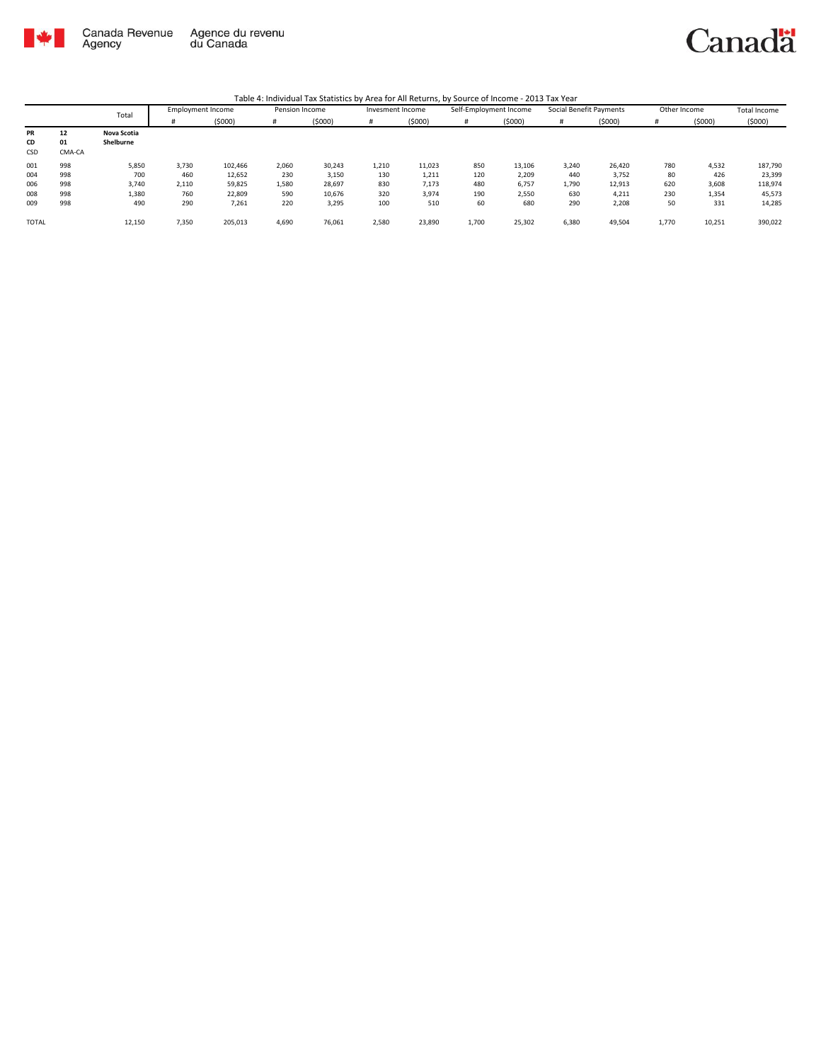Canada Revenue Agency — Agence du revenu du Canada

Table 4: Individual Tax Statistics by Area for All Returns, by Source of Income - 2013 Tax Year

| | | Total | Employment Income | | Pension Income | | Invesment Income | | Self-Employment Income | | Social Benefit Payments | | Other Income | | Total Income |
|---|---|---|---|---|---|---|---|---|---|---|---|---|---|---|---|
| | | | # | ($000) | # | ($000) | # | ($000) | # | ($000) | # | ($000) | # | ($000) | ($000) |
| **PR** | **12** | **Nova Scotia** | | | | | | | | | | | | | |
| **CD** | **01** | **Shelburne** | | | | | | | | | | | | | |
| CSD | CMA-CA | | | | | | | | | | | | | | |
| 001 | 998 | 5,850 | 3,730 | 102,466 | 2,060 | 30,243 | 1,210 | 11,023 | 850 | 13,106 | 3,240 | 26,420 | 780 | 4,532 | 187,790 |
| 004 | 998 | 700 | 460 | 12,652 | 230 | 3,150 | 130 | 1,211 | 120 | 2,209 | 440 | 3,752 | 80 | 426 | 23,399 |
| 006 | 998 | 3,740 | 2,110 | 59,825 | 1,580 | 28,697 | 830 | 7,173 | 480 | 6,757 | 1,790 | 12,913 | 620 | 3,608 | 118,974 |
| 008 | 998 | 1,380 | 760 | 22,809 | 590 | 10,676 | 320 | 3,974 | 190 | 2,550 | 630 | 4,211 | 230 | 1,354 | 45,573 |
| 009 | 998 | 490 | 290 | 7,261 | 220 | 3,295 | 100 | 510 | 60 | 680 | 290 | 2,208 | 50 | 331 | 14,285 |
| TOTAL | | 12,150 | 7,350 | 205,013 | 4,690 | 76,061 | 2,580 | 23,890 | 1,700 | 25,302 | 6,380 | 49,504 | 1,770 | 10,251 | 390,022 |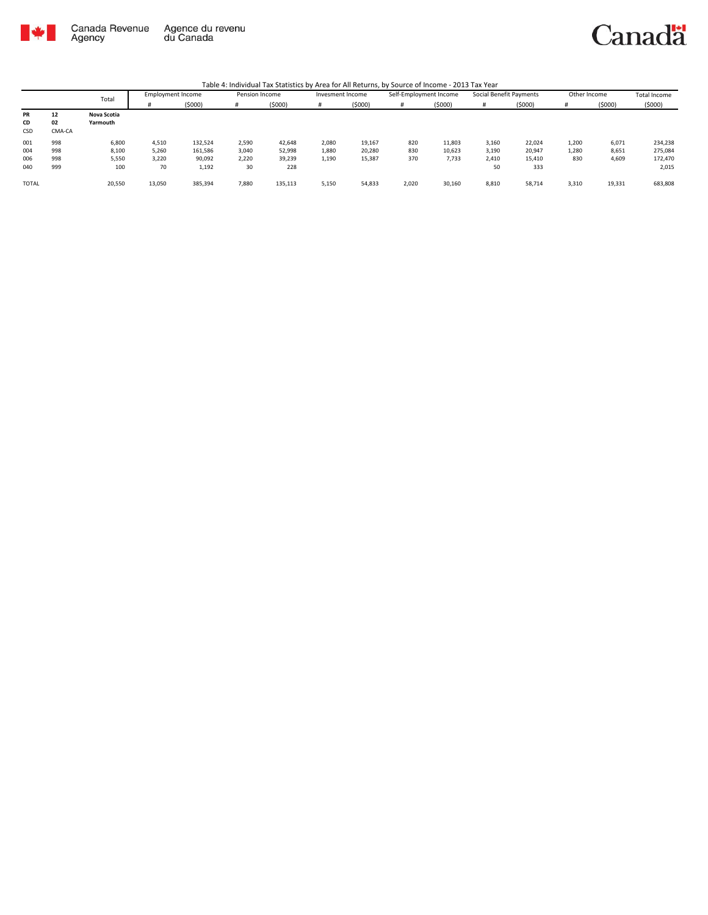Canada Revenue Agency / Agence du revenu du Canada

Table 4: Individual Tax Statistics by Area for All Returns, by Source of Income - 2013 Tax Year

| | | Total | Employment Income | | Pension Income | | Invesment Income | | Self-Employment Income | | Social Benefit Payments | | Other Income | | Total Income |
|---|---|---|---|---|---|---|---|---|---|---|---|---|---|---|---|
| | | | # | ($000) | # | ($000) | # | ($000) | # | ($000) | # | ($000) | # | ($000) | ($000) |
| **PR** | **12** | **Nova Scotia** | | | | | | | | | | | | | |
| **CD** | **02** | **Yarmouth** | | | | | | | | | | | | | |
| CSD | CMA-CA | | | | | | | | | | | | | | |
| 001 | 998 | 6,800 | 4,510 | 132,524 | 2,590 | 42,648 | 2,080 | 19,167 | 820 | 11,803 | 3,160 | 22,024 | 1,200 | 6,071 | 234,238 |
| 004 | 998 | 8,100 | 5,260 | 161,586 | 3,040 | 52,998 | 1,880 | 20,280 | 830 | 10,623 | 3,190 | 20,947 | 1,280 | 8,651 | 275,084 |
| 006 | 998 | 5,550 | 3,220 | 90,092 | 2,220 | 39,239 | 1,190 | 15,387 | 370 | 7,733 | 2,410 | 15,410 | 830 | 4,609 | 172,470 |
| 040 | 999 | 100 | 70 | 1,192 | 30 | 228 | | | | | 50 | 333 | | | 2,015 |
| TOTAL | | 20,550 | 13,050 | 385,394 | 7,880 | 135,113 | 5,150 | 54,833 | 2,020 | 30,160 | 8,810 | 58,714 | 3,310 | 19,331 | 683,808 |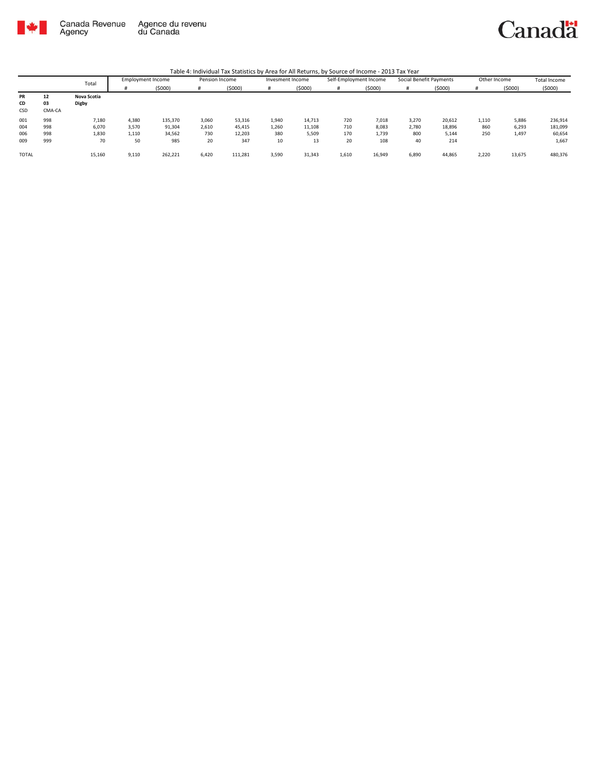Table 4: Individual Tax Statistics by Area for All Returns, by Source of Income - 2013 Tax Year

| | | Total | Employment Income | | Pension Income | | Invesment Income | | Self-Employment Income | | Social Benefit Payments | | Other Income | | Total Income |
|---|---|---|---|---|---|---|---|---|---|---|---|---|---|---|---|
| | | | # | ($000) | # | ($000) | # | ($000) | # | ($000) | # | ($000) | # | ($000) | ($000) |
| **PR** | **12** | **Nova Scotia** | | | | | | | | | | | | | |
| **CD** | **03** | **Digby** | | | | | | | | | | | | | |
| CSD | CMA-CA | | | | | | | | | | | | | | |
| 001 | 998 | 7,180 | 4,380 | 135,370 | 3,060 | 53,316 | 1,940 | 14,713 | 720 | 7,018 | 3,270 | 20,612 | 1,110 | 5,886 | 236,914 |
| 004 | 998 | 6,070 | 3,570 | 91,304 | 2,610 | 45,415 | 1,260 | 11,108 | 710 | 8,083 | 2,780 | 18,896 | 860 | 6,293 | 181,099 |
| 006 | 998 | 1,830 | 1,110 | 34,562 | 730 | 12,203 | 380 | 5,509 | 170 | 1,739 | 800 | 5,144 | 250 | 1,497 | 60,654 |
| 009 | 999 | 70 | 50 | 985 | 20 | 347 | 10 | 13 | 20 | 108 | 40 | 214 | | | 1,667 |
| TOTAL | | 15,160 | 9,110 | 262,221 | 6,420 | 111,281 | 3,590 | 31,343 | 1,610 | 16,949 | 6,890 | 44,865 | 2,220 | 13,675 | 480,376 |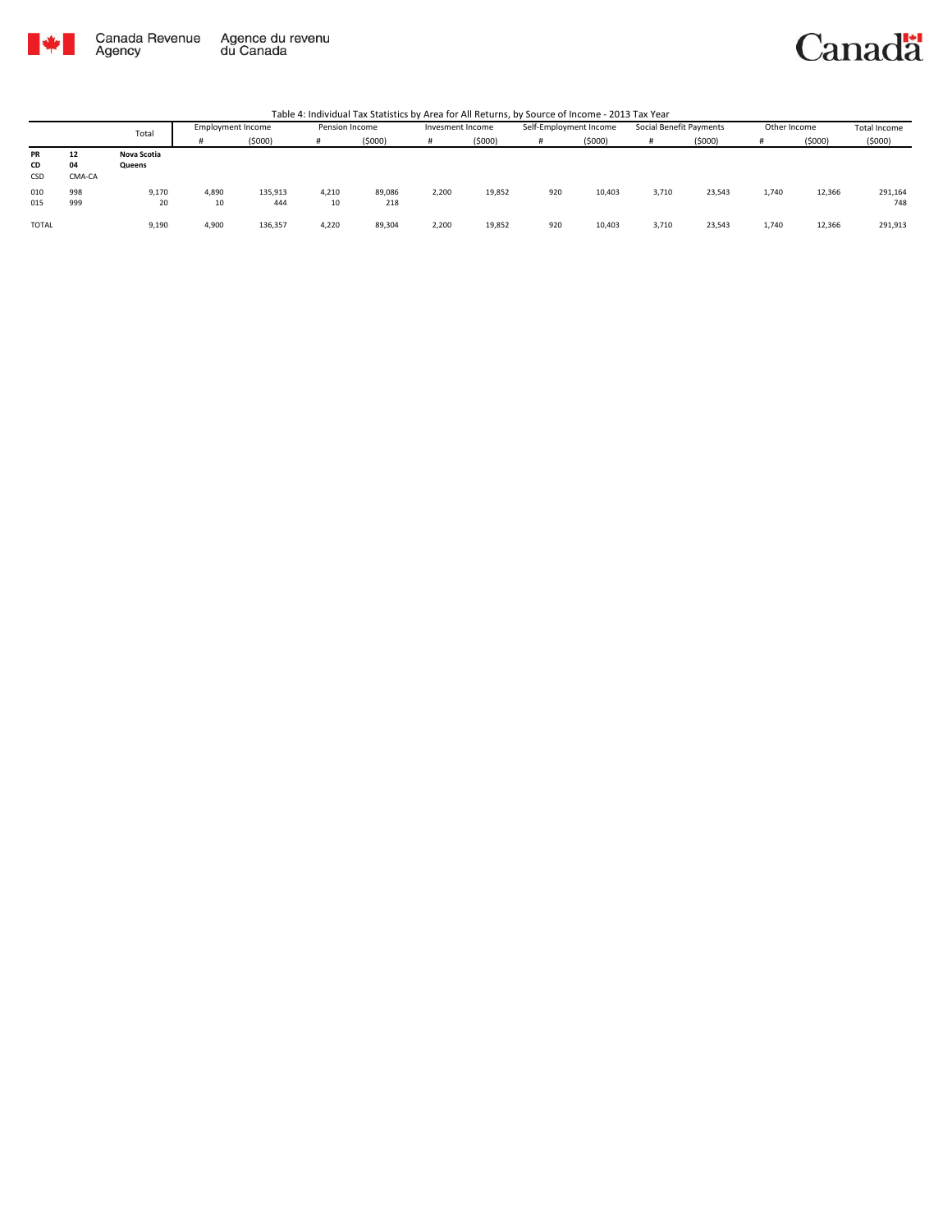Canada Revenue Agency | Agence du revenu du Canada

Table 4: Individual Tax Statistics by Area for All Returns, by Source of Income - 2013 Tax Year

| | | Total | Employment Income | | Pension Income | | Invesment Income | | Self-Employment Income | | Social Benefit Payments | | Other Income | | Total Income |
|---|---|---|---|---|---|---|---|---|---|---|---|---|---|---|---|
| | | | # | ($000) | # | ($000) | # | ($000) | # | ($000) | # | ($000) | # | ($000) | ($000) |
| **PR** | **12** | **Nova Scotia** | | | | | | | | | | | | | |
| **CD** | **04** | **Queens** | | | | | | | | | | | | | |
| CSD | CMA-CA | | | | | | | | | | | | | | |
| 010 | 998 | 9,170 | 4,890 | 135,913 | 4,210 | 89,086 | 2,200 | 19,852 | 920 | 10,403 | 3,710 | 23,543 | 1,740 | 12,366 | 291,164 |
| 015 | 999 | 20 | 10 | 444 | 10 | 218 | | | | | | | | | 748 |
| TOTAL | | 9,190 | 4,900 | 136,357 | 4,220 | 89,304 | 2,200 | 19,852 | 920 | 10,403 | 3,710 | 23,543 | 1,740 | 12,366 | 291,913 |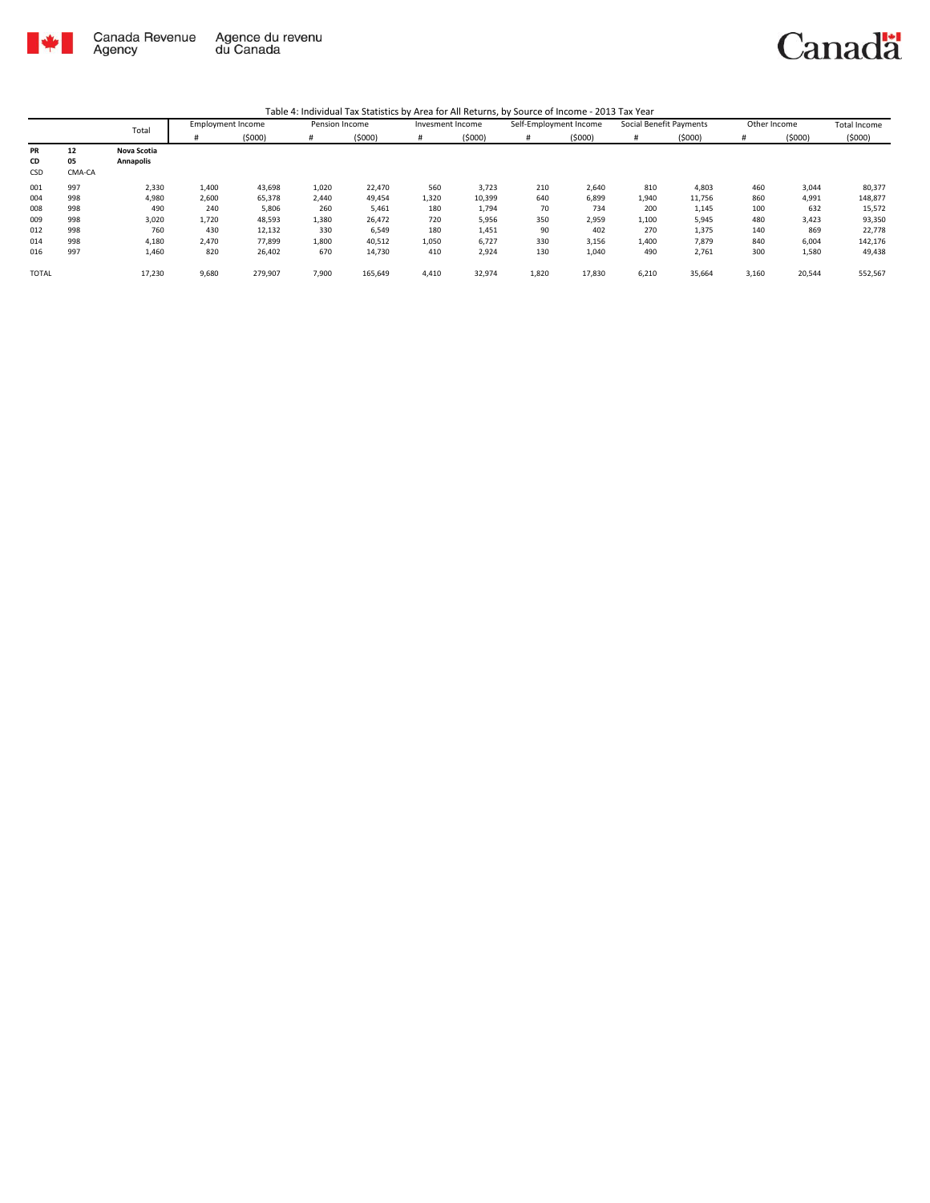Canada Revenue Agency | Agence du revenu du Canada

Canada

Table 4: Individual Tax Statistics by Area for All Returns, by Source of Income - 2013 Tax Year

| | | Total | Employment Income | | Pension Income | | Invesment Income | | Self-Employment Income | | Social Benefit Payments | | Other Income | | Total Income |
|---|---|---|---|---|---|---|---|---|---|---|---|---|---|---|---|
| | | | # | ($000) | # | ($000) | # | ($000) | # | ($000) | # | ($000) | # | ($000) | ($000) |
| **PR** | **12** | **Nova Scotia** | | | | | | | | | | | | | |
| **CD** | **05** | **Annapolis** | | | | | | | | | | | | | |
| CSD | CMA-CA | | | | | | | | | | | | | | |
| 001 | 997 | 2,330 | 1,400 | 43,698 | 1,020 | 22,470 | 560 | 3,723 | 210 | 2,640 | 810 | 4,803 | 460 | 3,044 | 80,377 |
| 004 | 998 | 4,980 | 2,600 | 65,378 | 2,440 | 49,454 | 1,320 | 10,399 | 640 | 6,899 | 1,940 | 11,756 | 860 | 4,991 | 148,877 |
| 008 | 998 | 490 | 240 | 5,806 | 260 | 5,461 | 180 | 1,794 | 70 | 734 | 200 | 1,145 | 100 | 632 | 15,572 |
| 009 | 998 | 3,020 | 1,720 | 48,593 | 1,380 | 26,472 | 720 | 5,956 | 350 | 2,959 | 1,100 | 5,945 | 480 | 3,423 | 93,350 |
| 012 | 998 | 760 | 430 | 12,132 | 330 | 6,549 | 180 | 1,451 | 90 | 402 | 270 | 1,375 | 140 | 869 | 22,778 |
| 014 | 998 | 4,180 | 2,470 | 77,899 | 1,800 | 40,512 | 1,050 | 6,727 | 330 | 3,156 | 1,400 | 7,879 | 840 | 6,004 | 142,176 |
| 016 | 997 | 1,460 | 820 | 26,402 | 670 | 14,730 | 410 | 2,924 | 130 | 1,040 | 490 | 2,761 | 300 | 1,580 | 49,438 |
| TOTAL | | 17,230 | 9,680 | 279,907 | 7,900 | 165,649 | 4,410 | 32,974 | 1,820 | 17,830 | 6,210 | 35,664 | 3,160 | 20,544 | 552,567 |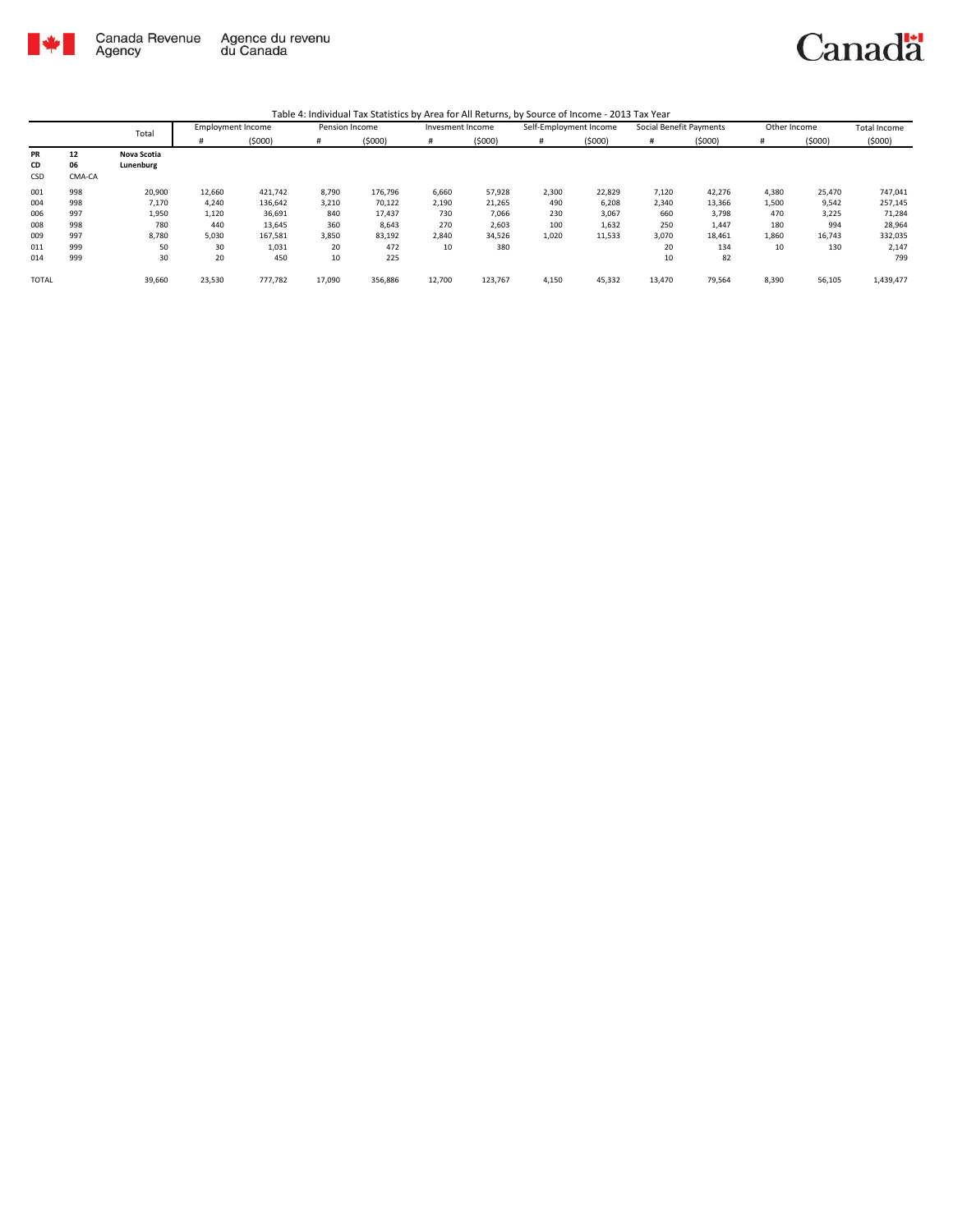Canada Revenue Agency / Agence du revenu du Canada

Canada

Table 4: Individual Tax Statistics by Area for All Returns, by Source of Income - 2013 Tax Year

| | | Total | Employment Income | | Pension Income | | Invesment Income | | Self-Employment Income | | Social Benefit Payments | | Other Income | | Total Income |
|---|---|---|---|---|---|---|---|---|---|---|---|---|---|---|---|
| | | | # | ($000) | # | ($000) | # | ($000) | # | ($000) | # | ($000) | # | ($000) | ($000) |
| **PR** | **12** | **Nova Scotia** | | | | | | | | | | | | | |
| **CD** | **06** | **Lunenburg** | | | | | | | | | | | | | |
| CSD | CMA-CA | | | | | | | | | | | | | | |
| 001 | 998 | 20,900 | 12,660 | 421,742 | 8,790 | 176,796 | 6,660 | 57,928 | 2,300 | 22,829 | 7,120 | 42,276 | 4,380 | 25,470 | 747,041 |
| 004 | 998 | 7,170 | 4,240 | 136,642 | 3,210 | 70,122 | 2,190 | 21,265 | 490 | 6,208 | 2,340 | 13,366 | 1,500 | 9,542 | 257,145 |
| 006 | 997 | 1,950 | 1,120 | 36,691 | 840 | 17,437 | 730 | 7,066 | 230 | 3,067 | 660 | 3,798 | 470 | 3,225 | 71,284 |
| 008 | 998 | 780 | 440 | 13,645 | 360 | 8,643 | 270 | 2,603 | 100 | 1,632 | 250 | 1,447 | 180 | 994 | 28,964 |
| 009 | 997 | 8,780 | 5,030 | 167,581 | 3,850 | 83,192 | 2,840 | 34,526 | 1,020 | 11,533 | 3,070 | 18,461 | 1,860 | 16,743 | 332,035 |
| 011 | 999 | 50 | 30 | 1,031 | 20 | 472 | 10 | 380 | | | 20 | 134 | 10 | 130 | 2,147 |
| 014 | 999 | 30 | 20 | 450 | 10 | 225 | | | | | 10 | 82 | | | 799 |
| TOTAL | | 39,660 | 23,530 | 777,782 | 17,090 | 356,886 | 12,700 | 123,767 | 4,150 | 45,332 | 13,470 | 79,564 | 8,390 | 56,105 | 1,439,477 |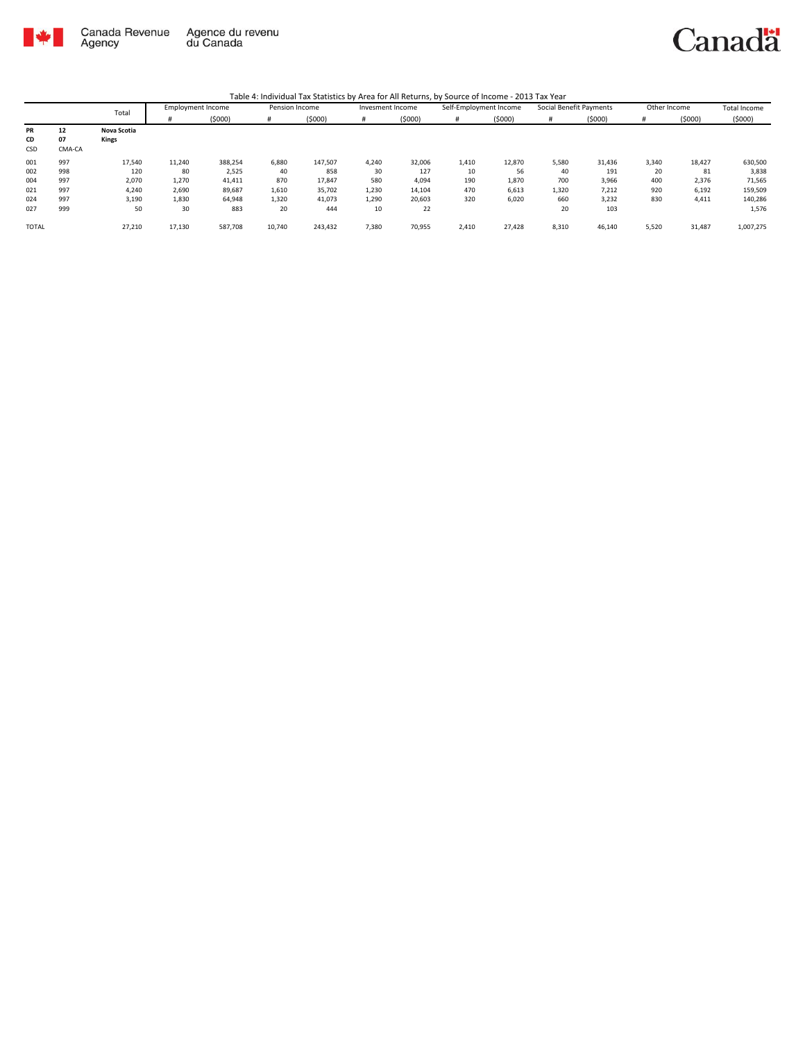Canada Revenue Agency | Agence du revenu du Canada

Table 4: Individual Tax Statistics by Area for All Returns, by Source of Income - 2013 Tax Year

| | | Total | Employment Income | | Pension Income | | Invesment Income | | Self-Employment Income | | Social Benefit Payments | | Other Income | | Total Income |
|---|---|---|---|---|---|---|---|---|---|---|---|---|---|---|---|
| | | | # | ($000) | # | ($000) | # | ($000) | # | ($000) | # | ($000) | # | ($000) | ($000) |
| **PR** | **12** | **Nova Scotia** | | | | | | | | | | | | | |
| **CD** | **07** | **Kings** | | | | | | | | | | | | | |
| CSD | CMA-CA | | | | | | | | | | | | | | |
| 001 | 997 | 17,540 | 11,240 | 388,254 | 6,880 | 147,507 | 4,240 | 32,006 | 1,410 | 12,870 | 5,580 | 31,436 | 3,340 | 18,427 | 630,500 |
| 002 | 998 | 120 | 80 | 2,525 | 40 | 858 | 30 | 127 | 10 | 56 | 40 | 191 | 20 | 81 | 3,838 |
| 004 | 997 | 2,070 | 1,270 | 41,411 | 870 | 17,847 | 580 | 4,094 | 190 | 1,870 | 700 | 3,966 | 400 | 2,376 | 71,565 |
| 021 | 997 | 4,240 | 2,690 | 89,687 | 1,610 | 35,702 | 1,230 | 14,104 | 470 | 6,613 | 1,320 | 7,212 | 920 | 6,192 | 159,509 |
| 024 | 997 | 3,190 | 1,830 | 64,948 | 1,320 | 41,073 | 1,290 | 20,603 | 320 | 6,020 | 660 | 3,232 | 830 | 4,411 | 140,286 |
| 027 | 999 | 50 | 30 | 883 | 20 | 444 | 10 | 22 | | | 20 | 103 | | | 1,576 |
| TOTAL | | 27,210 | 17,130 | 587,708 | 10,740 | 243,432 | 7,380 | 70,955 | 2,410 | 27,428 | 8,310 | 46,140 | 5,520 | 31,487 | 1,007,275 |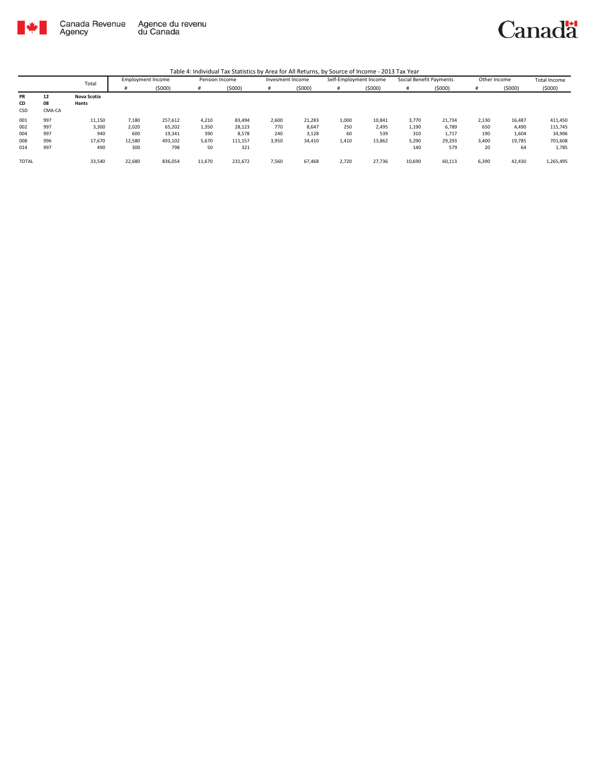Canada Revenue Agency / Agence du revenu du Canada

Canada

Table 4: Individual Tax Statistics by Area for All Returns, by Source of Income - 2013 Tax Year

| | | Total | Employment Income | | Pension Income | | Invesment Income | | Self-Employment Income | | Social Benefit Payments | | Other Income | | Total Income |
|---|---|---|---|---|---|---|---|---|---|---|---|---|---|---|---|
| | | | # | ($000) | # | ($000) | # | ($000) | # | ($000) | # | ($000) | # | ($000) | ($000) |
| **PR** | **12** | **Nova Scotia** | | | | | | | | | | | | | |
| **CD** | **08** | **Hants** | | | | | | | | | | | | | |
| CSD | CMA-CA | | | | | | | | | | | | | | |
| 001 | 997 | 11,150 | 7,180 | 257,612 | 4,210 | 83,494 | 2,600 | 21,283 | 1,000 | 10,841 | 3,770 | 21,734 | 2,130 | 16,487 | 411,450 |
| 002 | 997 | 3,300 | 2,020 | 65,202 | 1,350 | 28,123 | 770 | 8,647 | 250 | 2,495 | 1,190 | 6,789 | 650 | 4,490 | 115,745 |
| 004 | 997 | 940 | 600 | 19,341 | 390 | 8,578 | 240 | 3,128 | 60 | 539 | 310 | 1,717 | 190 | 1,604 | 34,906 |
| 008 | 996 | 17,670 | 12,580 | 493,102 | 5,670 | 111,157 | 3,950 | 34,410 | 1,410 | 13,862 | 5,290 | 29,293 | 3,400 | 19,785 | 701,608 |
| 014 | 997 | 490 | 300 | 798 | 50 | 321 | | | | | 140 | 579 | 20 | 64 | 1,785 |
| TOTAL | | 33,540 | 22,680 | 836,054 | 11,670 | 231,672 | 7,560 | 67,468 | 2,720 | 27,736 | 10,690 | 60,113 | 6,390 | 42,430 | 1,265,495 |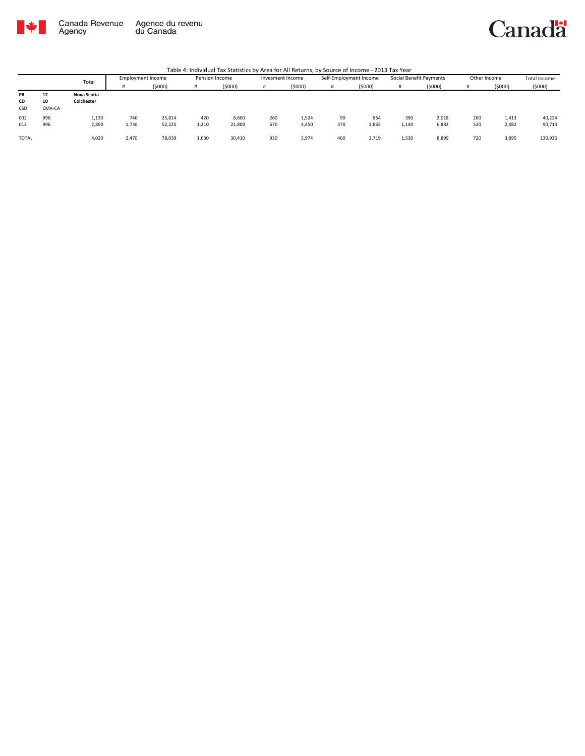Canada Revenue Agency | Agence du revenu du Canada

Canada

Table 4: Individual Tax Statistics by Area for All Returns, by Source of Income - 2013 Tax Year

| | | Total | Employment Income | | Pension Income | | Invesment Income | | Self-Employment Income | | Social Benefit Payments | | Other Income | | Total Income |
|---|---|---|---|---|---|---|---|---|---|---|---|---|---|---|---|
| | | | # | ($000) | # | ($000) | # | ($000) | # | ($000) | # | ($000) | # | ($000) | ($000) |
| **PR** | **12** | **Nova Scotia** | | | | | | | | | | | | | |
| **CD** | **10** | **Colchester** | | | | | | | | | | | | | |
| CSD | CMA-CA | | | | | | | | | | | | | | |
| 002 | 996 | 1,130 | 740 | 25,814 | 420 | 8,600 | 260 | 1,524 | 90 | 854 | 390 | 2,018 | 200 | 1,413 | 40,224 |
| 012 | 996 | 2,890 | 1,730 | 52,225 | 1,210 | 21,809 | 670 | 4,450 | 370 | 2,865 | 1,140 | 6,882 | 520 | 2,482 | 90,713 |
| TOTAL | | 4,020 | 2,470 | 78,039 | 1,630 | 30,410 | 930 | 5,974 | 460 | 3,719 | 1,530 | 8,899 | 720 | 3,895 | 130,936 |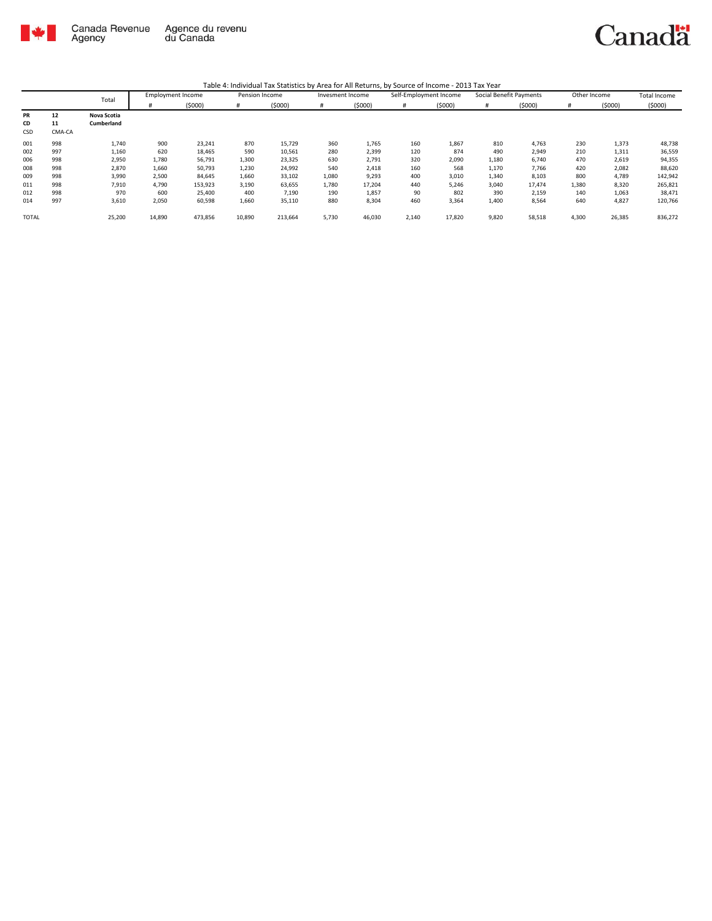Canada Revenue Agency | Agence du revenu du Canada

Canada

Table 4: Individual Tax Statistics by Area for All Returns, by Source of Income - 2013 Tax Year

| | | Total | Employment Income | | Pension Income | | Invesment Income | | Self-Employment Income | | Social Benefit Payments | | Other Income | | Total Income |
|---|---|---|---|---|---|---|---|---|---|---|---|---|---|---|---|
| | | | # | ($000) | # | ($000) | # | ($000) | # | ($000) | # | ($000) | # | ($000) | ($000) |
| PR | 12 | Nova Scotia | | | | | | | | | | | | | |
| CD | 11 | Cumberland | | | | | | | | | | | | | |
| CSD | CMA-CA | | | | | | | | | | | | | | |
| 001 | 998 | 1,740 | 900 | 23,241 | 870 | 15,729 | 360 | 1,765 | 160 | 1,867 | 810 | 4,763 | 230 | 1,373 | 48,738 |
| 002 | 997 | 1,160 | 620 | 18,465 | 590 | 10,561 | 280 | 2,399 | 120 | 874 | 490 | 2,949 | 210 | 1,311 | 36,559 |
| 006 | 998 | 2,950 | 1,780 | 56,791 | 1,300 | 23,325 | 630 | 2,791 | 320 | 2,090 | 1,180 | 6,740 | 470 | 2,619 | 94,355 |
| 008 | 998 | 2,870 | 1,660 | 50,793 | 1,230 | 24,992 | 540 | 2,418 | 160 | 568 | 1,170 | 7,766 | 420 | 2,082 | 88,620 |
| 009 | 998 | 3,990 | 2,500 | 84,645 | 1,660 | 33,102 | 1,080 | 9,293 | 400 | 3,010 | 1,340 | 8,103 | 800 | 4,789 | 142,942 |
| 011 | 998 | 7,910 | 4,790 | 153,923 | 3,190 | 63,655 | 1,780 | 17,204 | 440 | 5,246 | 3,040 | 17,474 | 1,380 | 8,320 | 265,821 |
| 012 | 998 | 970 | 600 | 25,400 | 400 | 7,190 | 190 | 1,857 | 90 | 802 | 390 | 2,159 | 140 | 1,063 | 38,471 |
| 014 | 997 | 3,610 | 2,050 | 60,598 | 1,660 | 35,110 | 880 | 8,304 | 460 | 3,364 | 1,400 | 8,564 | 640 | 4,827 | 120,766 |
| TOTAL | | 25,200 | 14,890 | 473,856 | 10,890 | 213,664 | 5,730 | 46,030 | 2,140 | 17,820 | 9,820 | 58,518 | 4,300 | 26,385 | 836,272 |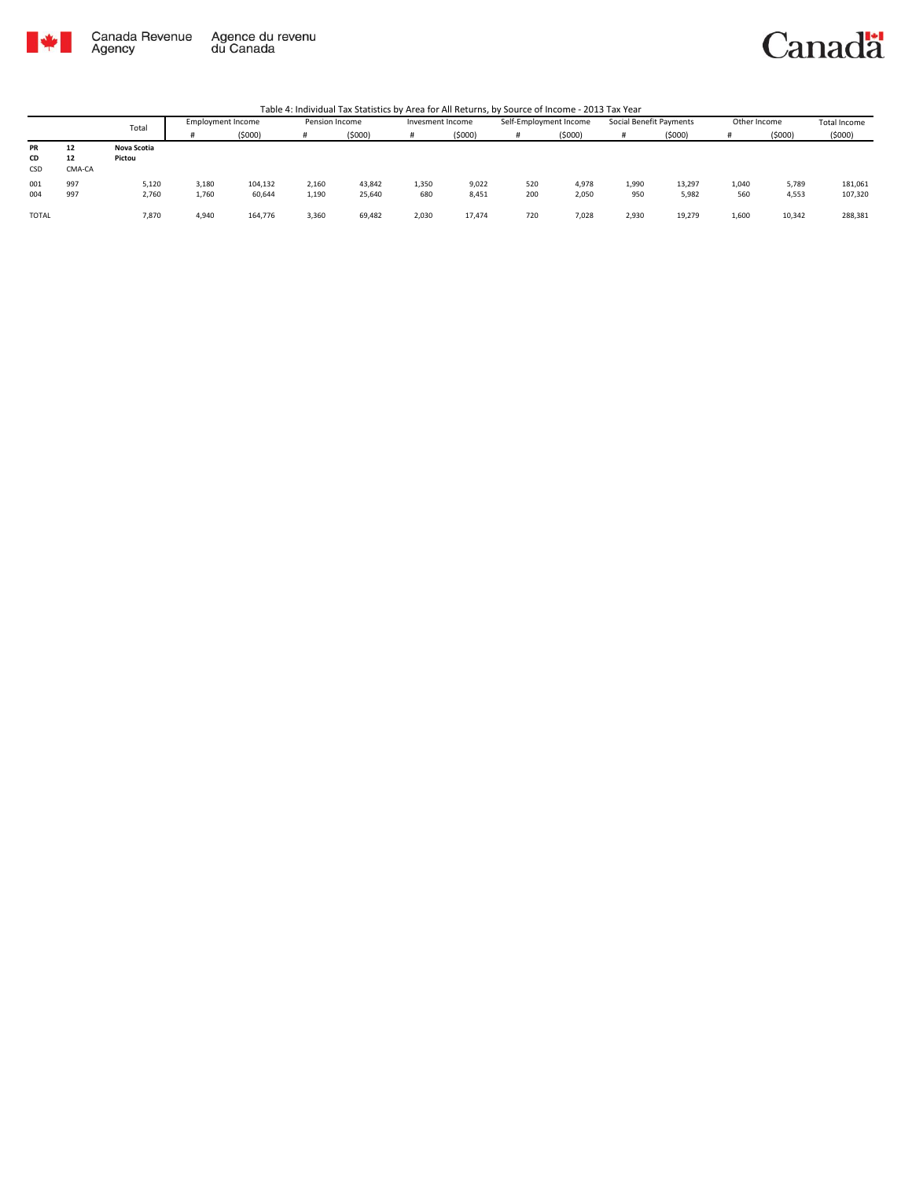Canada Revenue Agency / Agence du revenu du Canada

Table 4: Individual Tax Statistics by Area for All Returns, by Source of Income - 2013 Tax Year

| | | Total | Employment Income | | Pension Income | | Invesment Income | | Self-Employment Income | | Social Benefit Payments | | Other Income | | Total Income |
|---|---|---|---|---|---|---|---|---|---|---|---|---|---|---|---|
| | | | # | ($000) | # | ($000) | # | ($000) | # | ($000) | # | ($000) | # | ($000) | ($000) |
| **PR** | **12** | **Nova Scotia** | | | | | | | | | | | | | |
| **CD** | **12** | **Pictou** | | | | | | | | | | | | | |
| CSD | CMA-CA | | | | | | | | | | | | | | |
| 001 | 997 | 5,120 | 3,180 | 104,132 | 2,160 | 43,842 | 1,350 | 9,022 | 520 | 4,978 | 1,990 | 13,297 | 1,040 | 5,789 | 181,061 |
| 004 | 997 | 2,760 | 1,760 | 60,644 | 1,190 | 25,640 | 680 | 8,451 | 200 | 2,050 | 950 | 5,982 | 560 | 4,553 | 107,320 |
| TOTAL | | 7,870 | 4,940 | 164,776 | 3,360 | 69,482 | 2,030 | 17,474 | 720 | 7,028 | 2,930 | 19,279 | 1,600 | 10,342 | 288,381 |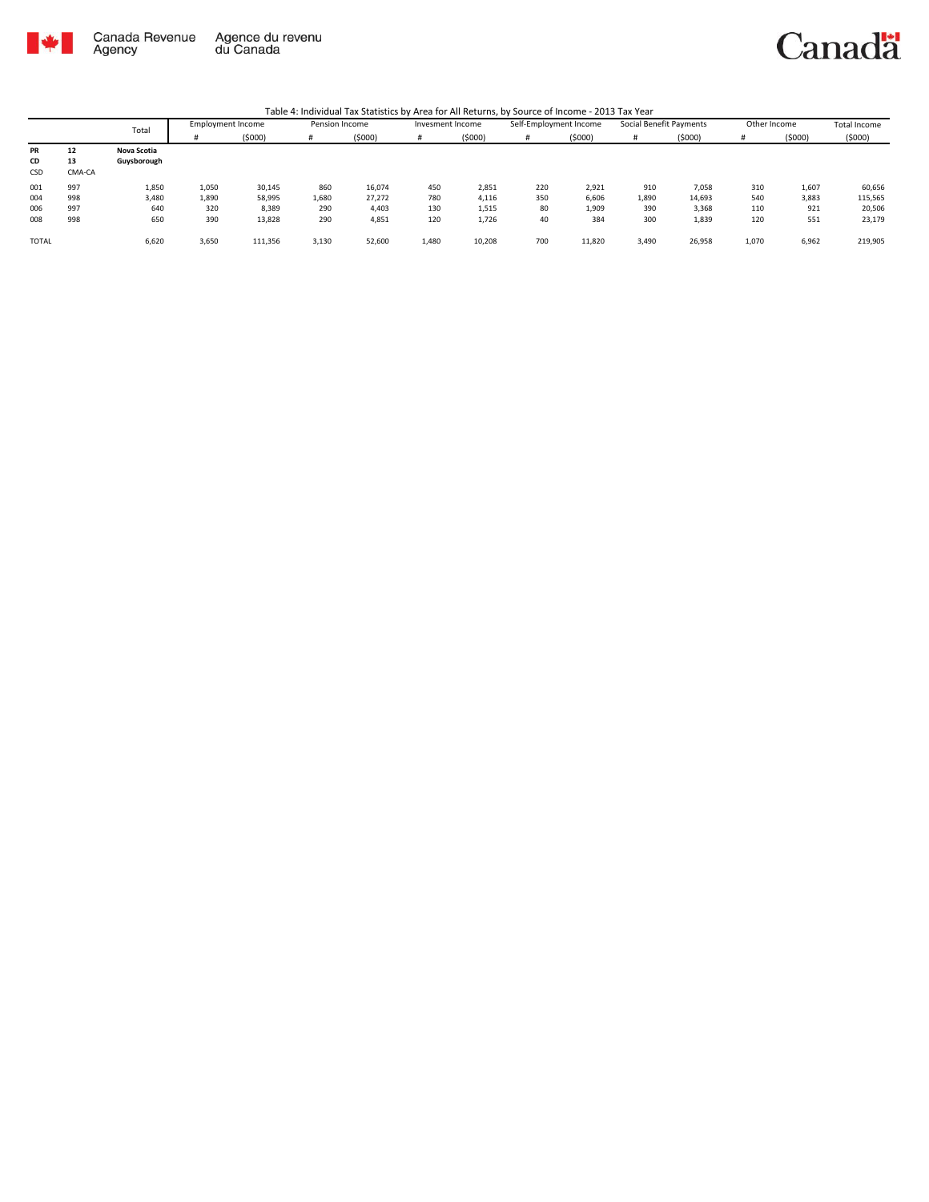Canada Revenue Agency | Agence du revenu du Canada

Canada

Table 4: Individual Tax Statistics by Area for All Returns, by Source of Income - 2013 Tax Year

| | | Total | Employment Income | | Pension Income | | Invesment Income | | Self-Employment Income | | Social Benefit Payments | | Other Income | | Total Income |
|---|---|---|---|---|---|---|---|---|---|---|---|---|---|---|---|
| | | | # | ($000) | # | ($000) | # | ($000) | # | ($000) | # | ($000) | # | ($000) | ($000) |
| **PR** | **12** | **Nova Scotia** | | | | | | | | | | | | | |
| **CD** | **13** | **Guysborough** | | | | | | | | | | | | | |
| CSD | CMA-CA | | | | | | | | | | | | | | |
| 001 | 997 | 1,850 | 1,050 | 30,145 | 860 | 16,074 | 450 | 2,851 | 220 | 2,921 | 910 | 7,058 | 310 | 1,607 | 60,656 |
| 004 | 998 | 3,480 | 1,890 | 58,995 | 1,680 | 27,272 | 780 | 4,116 | 350 | 6,606 | 1,890 | 14,693 | 540 | 3,883 | 115,565 |
| 006 | 997 | 640 | 320 | 8,389 | 290 | 4,403 | 130 | 1,515 | 80 | 1,909 | 390 | 3,368 | 110 | 921 | 20,506 |
| 008 | 998 | 650 | 390 | 13,828 | 290 | 4,851 | 120 | 1,726 | 40 | 384 | 300 | 1,839 | 120 | 551 | 23,179 |
| TOTAL | | 6,620 | 3,650 | 111,356 | 3,130 | 52,600 | 1,480 | 10,208 | 700 | 11,820 | 3,490 | 26,958 | 1,070 | 6,962 | 219,905 |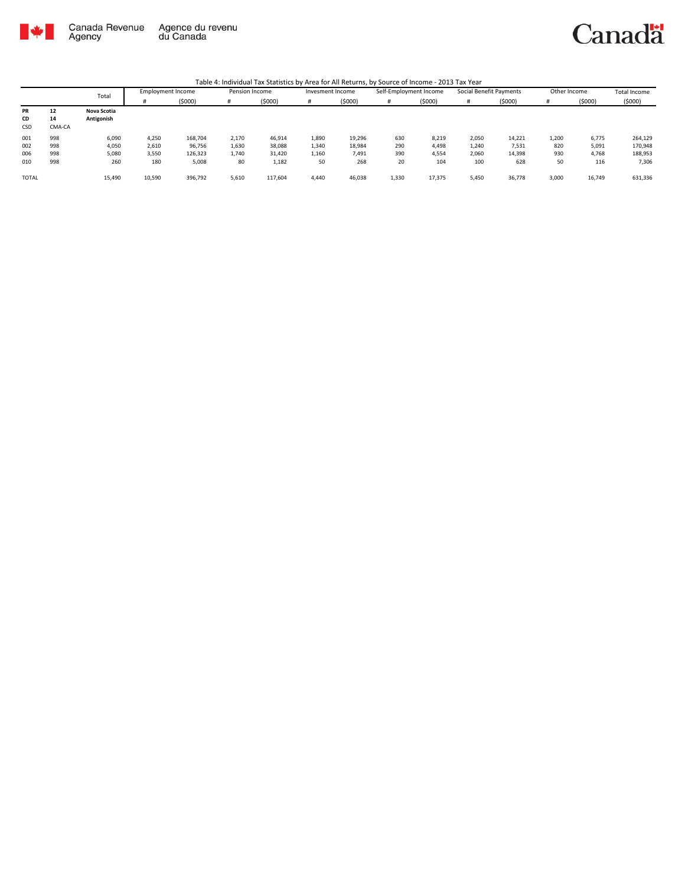Canada Revenue Agency | Agence du revenu du Canada

Canada

Table 4: Individual Tax Statistics by Area for All Returns, by Source of Income - 2013 Tax Year

| | | Total | Employment Income | | Pension Income | | Invesment Income | | Self-Employment Income | | Social Benefit Payments | | Other Income | | Total Income |
|---|---|---|---|---|---|---|---|---|---|---|---|---|---|---|---|
| | | | # | ($000) | # | ($000) | # | ($000) | # | ($000) | # | ($000) | # | ($000) | ($000) |
| **PR** | **12** | **Nova Scotia** | | | | | | | | | | | | | |
| **CD** | **14** | **Antigonish** | | | | | | | | | | | | | |
| CSD | CMA-CA | | | | | | | | | | | | | | |
| 001 | 998 | 6,090 | 4,250 | 168,704 | 2,170 | 46,914 | 1,890 | 19,296 | 630 | 8,219 | 2,050 | 14,221 | 1,200 | 6,775 | 264,129 |
| 002 | 998 | 4,050 | 2,610 | 96,756 | 1,630 | 38,088 | 1,340 | 18,984 | 290 | 4,498 | 1,240 | 7,531 | 820 | 5,091 | 170,948 |
| 006 | 998 | 5,080 | 3,550 | 126,323 | 1,740 | 31,420 | 1,160 | 7,491 | 390 | 4,554 | 2,060 | 14,398 | 930 | 4,768 | 188,953 |
| 010 | 998 | 260 | 180 | 5,008 | 80 | 1,182 | 50 | 268 | 20 | 104 | 100 | 628 | 50 | 116 | 7,306 |
| TOTAL | | 15,490 | 10,590 | 396,792 | 5,610 | 117,604 | 4,440 | 46,038 | 1,330 | 17,375 | 5,450 | 36,778 | 3,000 | 16,749 | 631,336 |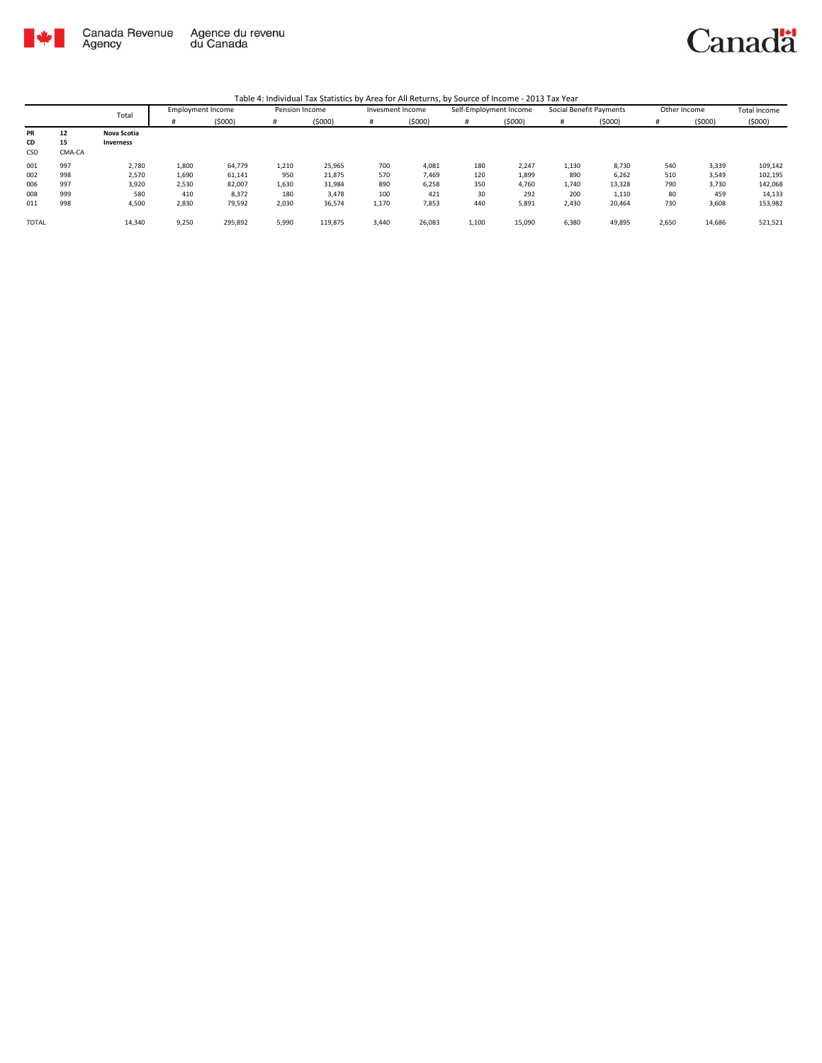Canada Revenue Agency / Agence du revenu du Canada

Table 4: Individual Tax Statistics by Area for All Returns, by Source of Income - 2013 Tax Year

| | | Total | Employment Income | | Pension Income | | Invesment Income | | Self-Employment Income | | Social Benefit Payments | | Other Income | | Total Income |
|---|---|---|---|---|---|---|---|---|---|---|---|---|---|---|---|
| | | | # | ($000) | # | ($000) | # | ($000) | # | ($000) | # | ($000) | # | ($000) | ($000) |
| **PR** | **12** | **Nova Scotia** | | | | | | | | | | | | | |
| **CD** | **15** | **Inverness** | | | | | | | | | | | | | |
| CSD | CMA-CA | | | | | | | | | | | | | | |
| 001 | 997 | 2,780 | 1,800 | 64,779 | 1,210 | 25,965 | 700 | 4,081 | 180 | 2,247 | 1,130 | 8,730 | 540 | 3,339 | 109,142 |
| 002 | 998 | 2,570 | 1,690 | 61,141 | 950 | 21,875 | 570 | 7,469 | 120 | 1,899 | 890 | 6,262 | 510 | 3,549 | 102,195 |
| 006 | 997 | 3,920 | 2,530 | 82,007 | 1,630 | 31,984 | 890 | 6,258 | 350 | 4,760 | 1,740 | 13,328 | 790 | 3,730 | 142,068 |
| 008 | 999 | 580 | 410 | 8,372 | 180 | 3,478 | 100 | 421 | 30 | 292 | 200 | 1,110 | 80 | 459 | 14,133 |
| 011 | 998 | 4,500 | 2,830 | 79,592 | 2,030 | 36,574 | 1,170 | 7,853 | 440 | 5,891 | 2,430 | 20,464 | 730 | 3,608 | 153,982 |
| TOTAL | | 14,340 | 9,250 | 295,892 | 5,990 | 119,875 | 3,440 | 26,083 | 1,100 | 15,090 | 6,380 | 49,895 | 2,650 | 14,686 | 521,521 |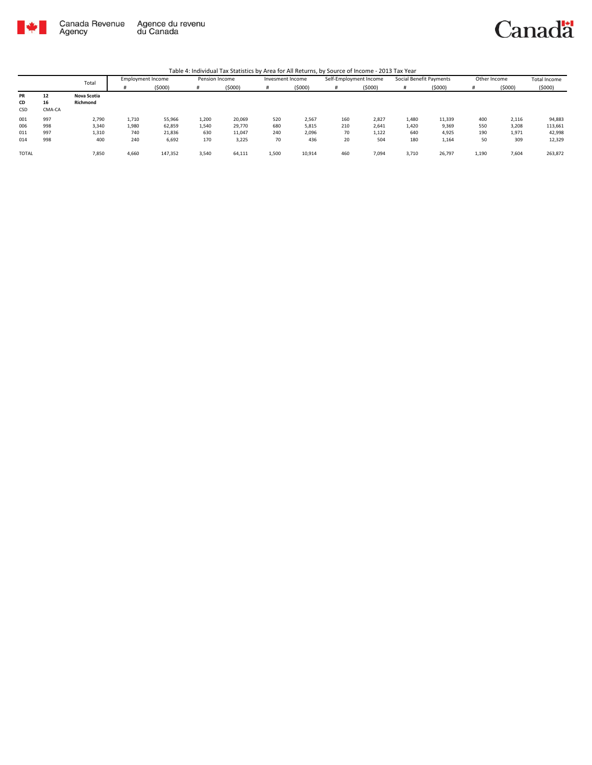Canada Revenue Agency | Agence du revenu du Canada

Table 4: Individual Tax Statistics by Area for All Returns, by Source of Income - 2013 Tax Year

| | | Total | Employment Income | | Pension Income | | Invesment Income | | Self-Employment Income | | Social Benefit Payments | | Other Income | | Total Income |
|---|---|---|---|---|---|---|---|---|---|---|---|---|---|---|---|
| | | | # | ($000) | # | ($000) | # | ($000) | # | ($000) | # | ($000) | # | ($000) | ($000) |
| **PR** | **12** | **Nova Scotia** | | | | | | | | | | | | | |
| **CD** | **16** | **Richmond** | | | | | | | | | | | | | |
| CSD | CMA-CA | | | | | | | | | | | | | | |
| 001 | 997 | 2,790 | 1,710 | 55,966 | 1,200 | 20,069 | 520 | 2,567 | 160 | 2,827 | 1,480 | 11,339 | 400 | 2,116 | 94,883 |
| 006 | 998 | 3,340 | 1,980 | 62,859 | 1,540 | 29,770 | 680 | 5,815 | 210 | 2,641 | 1,420 | 9,369 | 550 | 3,208 | 113,661 |
| 011 | 997 | 1,310 | 740 | 21,836 | 630 | 11,047 | 240 | 2,096 | 70 | 1,122 | 640 | 4,925 | 190 | 1,971 | 42,998 |
| 014 | 998 | 400 | 240 | 6,692 | 170 | 3,225 | 70 | 436 | 20 | 504 | 180 | 1,164 | 50 | 309 | 12,329 |
| TOTAL | | 7,850 | 4,660 | 147,352 | 3,540 | 64,111 | 1,500 | 10,914 | 460 | 7,094 | 3,710 | 26,797 | 1,190 | 7,604 | 263,872 |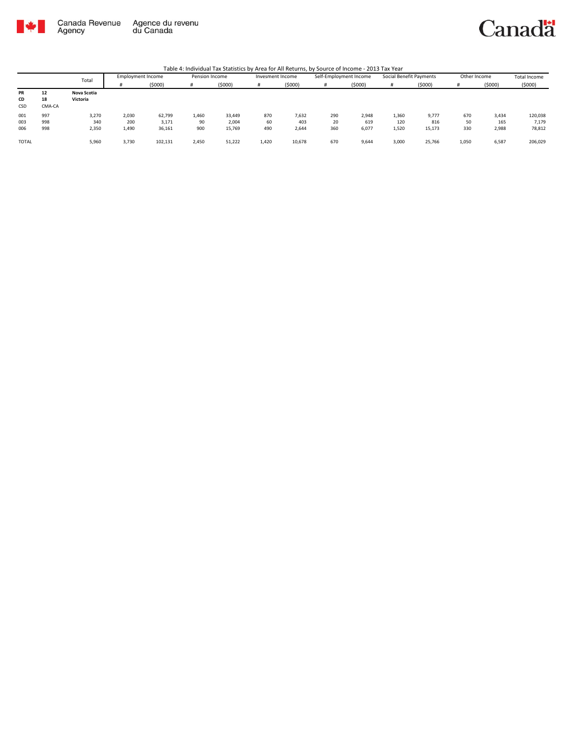Canada Revenue Agency | Agence du revenu du Canada

Table 4: Individual Tax Statistics by Area for All Returns, by Source of Income - 2013 Tax Year

| | | Total | Employment Income | | Pension Income | | Invesment Income | | Self-Employment Income | | Social Benefit Payments | | Other Income | | Total Income |
|---|---|---|---|---|---|---|---|---|---|---|---|---|---|---|---|
| | | | # | ($000) | # | ($000) | # | ($000) | # | ($000) | # | ($000) | # | ($000) | ($000) |
| **PR** | **12** | **Nova Scotia** | | | | | | | | | | | | | |
| **CD** | **18** | **Victoria** | | | | | | | | | | | | | |
| CSD | CMA-CA | | | | | | | | | | | | | | |
| 001 | 997 | 3,270 | 2,030 | 62,799 | 1,460 | 33,449 | 870 | 7,632 | 290 | 2,948 | 1,360 | 9,777 | 670 | 3,434 | 120,038 |
| 003 | 998 | 340 | 200 | 3,171 | 90 | 2,004 | 60 | 403 | 20 | 619 | 120 | 816 | 50 | 165 | 7,179 |
| 006 | 998 | 2,350 | 1,490 | 36,161 | 900 | 15,769 | 490 | 2,644 | 360 | 6,077 | 1,520 | 15,173 | 330 | 2,988 | 78,812 |
| TOTAL | | 5,960 | 3,730 | 102,131 | 2,450 | 51,222 | 1,420 | 10,678 | 670 | 9,644 | 3,000 | 25,766 | 1,050 | 6,587 | 206,029 |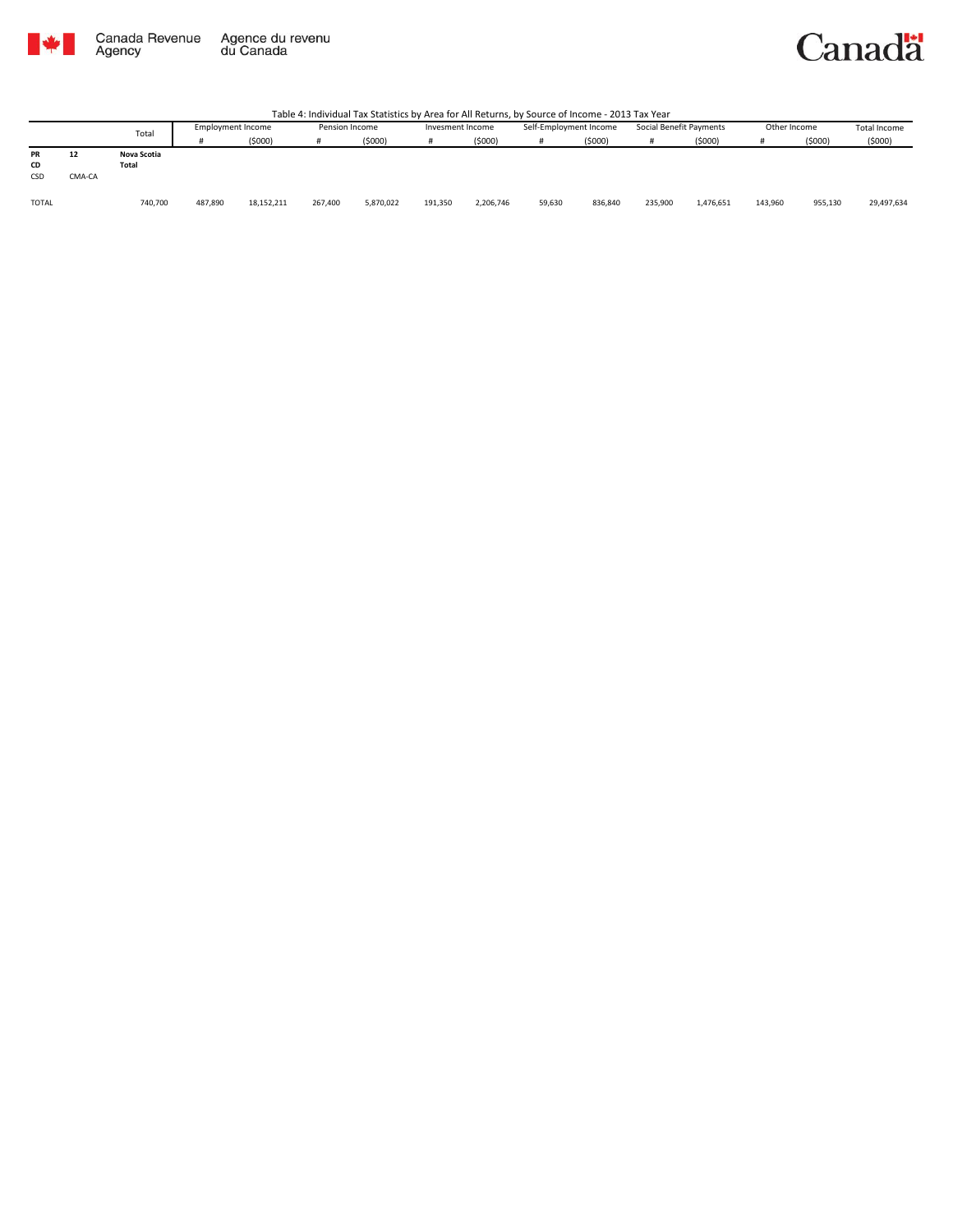Table 4: Individual Tax Statistics by Area for All Returns, by Source of Income - 2013 Tax Year

| | | Total | Employment Income | | Pension Income | | Invesment Income | | Self-Employment Income | | Social Benefit Payments | | Other Income | | Total Income |
|---|---|---|---|---|---|---|---|---|---|---|---|---|---|---|---|
| | | | # | ($000) | # | ($000) | # | ($000) | # | ($000) | # | ($000) | # | ($000) | ($000) |
| **PR** | **12** | **Nova Scotia** | | | | | | | | | | | | | |
| **CD** | | **Total** | | | | | | | | | | | | | |
| CSD | CMA-CA | | | | | | | | | | | | | | |
| TOTAL | | 740,700 | 487,890 | 18,152,211 | 267,400 | 5,870,022 | 191,350 | 2,206,746 | 59,630 | 836,840 | 235,900 | 1,476,651 | 143,960 | 955,130 | 29,497,634 |